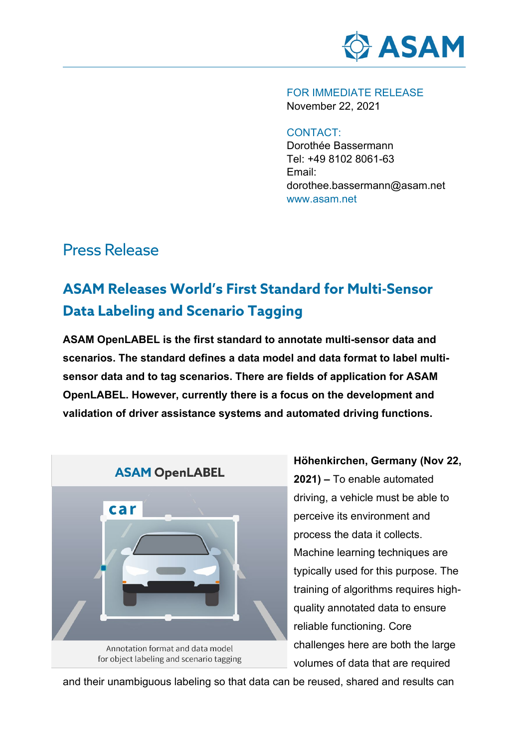FOR IMMEDIATE RELEASE
November 22, 2021

CONTACT:
Dorothée Bassermann
Tel: +49 8102 8061-63
Email:
dorothee.bassermann@asam.net
www.asam.net

# Press Release

## ASAM Releases World's First Standard for Multi-Sensor Data Labeling and Scenario Tagging

**ASAM OpenLABEL is the first standard to annotate multi-sensor data and scenarios. The standard defines a data model and data format to label multi-sensor data and to tag scenarios. There are fields of application for ASAM OpenLABEL. However, currently there is a focus on the development and validation of driver assistance systems and automated driving functions.**

ASAM OpenLABEL

car

Annotation format and data model for object labeling and scenario tagging

**Höhenkirchen, Germany (Nov 22, 2021) –** To enable automated driving, a vehicle must be able to perceive its environment and process the data it collects. Machine learning techniques are typically used for this purpose. The training of algorithms requires high-quality annotated data to ensure reliable functioning. Core challenges here are both the large volumes of data that are required and their unambiguous labeling so that data can be reused, shared and results can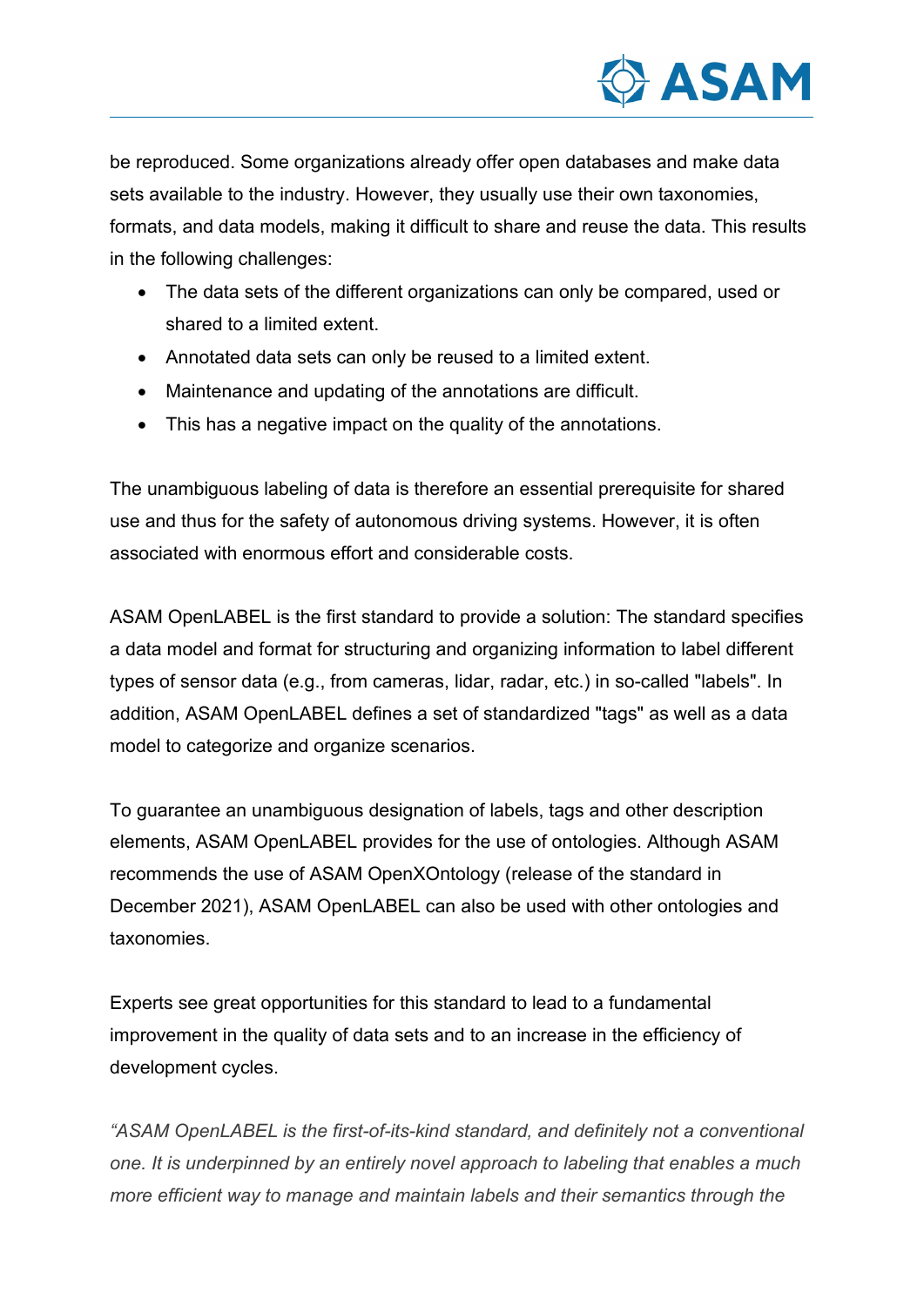be reproduced. Some organizations already offer open databases and make data sets available to the industry. However, they usually use their own taxonomies, formats, and data models, making it difficult to share and reuse the data. This results in the following challenges:

- The data sets of the different organizations can only be compared, used or shared to a limited extent.
- Annotated data sets can only be reused to a limited extent.
- Maintenance and updating of the annotations are difficult.
- This has a negative impact on the quality of the annotations.

The unambiguous labeling of data is therefore an essential prerequisite for shared use and thus for the safety of autonomous driving systems. However, it is often associated with enormous effort and considerable costs.

ASAM OpenLABEL is the first standard to provide a solution: The standard specifies a data model and format for structuring and organizing information to label different types of sensor data (e.g., from cameras, lidar, radar, etc.) in so-called "labels". In addition, ASAM OpenLABEL defines a set of standardized "tags" as well as a data model to categorize and organize scenarios.

To guarantee an unambiguous designation of labels, tags and other description elements, ASAM OpenLABEL provides for the use of ontologies. Although ASAM recommends the use of ASAM OpenXOntology (release of the standard in December 2021), ASAM OpenLABEL can also be used with other ontologies and taxonomies.

Experts see great opportunities for this standard to lead to a fundamental improvement in the quality of data sets and to an increase in the efficiency of development cycles.

*"ASAM OpenLABEL is the first-of-its-kind standard, and definitely not a conventional one. It is underpinned by an entirely novel approach to labeling that enables a much more efficient way to manage and maintain labels and their semantics through the*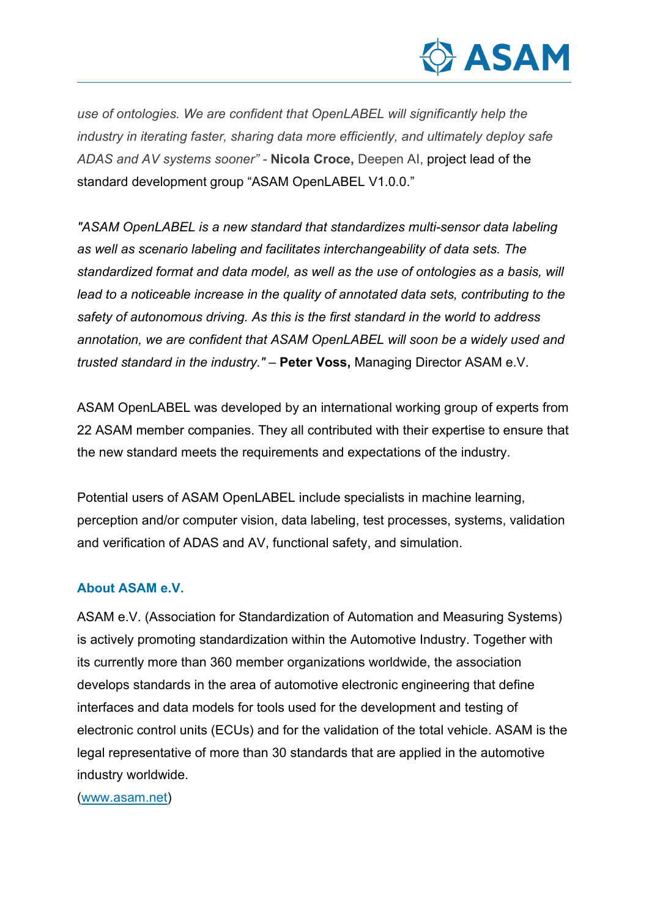*use of ontologies. We are confident that OpenLABEL will significantly help the industry in iterating faster, sharing data more efficiently, and ultimately deploy safe ADAS and AV systems sooner"* - **Nicola Croce,** Deepen AI, project lead of the standard development group "ASAM OpenLABEL V1.0.0."

*"ASAM OpenLABEL is a new standard that standardizes multi-sensor data labeling as well as scenario labeling and facilitates interchangeability of data sets. The standardized format and data model, as well as the use of ontologies as a basis, will lead to a noticeable increase in the quality of annotated data sets, contributing to the safety of autonomous driving. As this is the first standard in the world to address annotation, we are confident that ASAM OpenLABEL will soon be a widely used and trusted standard in the industry."* – **Peter Voss,** Managing Director ASAM e.V.

ASAM OpenLABEL was developed by an international working group of experts from 22 ASAM member companies. They all contributed with their expertise to ensure that the new standard meets the requirements and expectations of the industry.

Potential users of ASAM OpenLABEL include specialists in machine learning, perception and/or computer vision, data labeling, test processes, systems, validation and verification of ADAS and AV, functional safety, and simulation.

### About ASAM e.V.

ASAM e.V. (Association for Standardization of Automation and Measuring Systems) is actively promoting standardization within the Automotive Industry. Together with its currently more than 360 member organizations worldwide, the association develops standards in the area of automotive electronic engineering that define interfaces and data models for tools used for the development and testing of electronic control units (ECUs) and for the validation of the total vehicle. ASAM is the legal representative of more than 30 standards that are applied in the automotive industry worldwide.
(www.asam.net)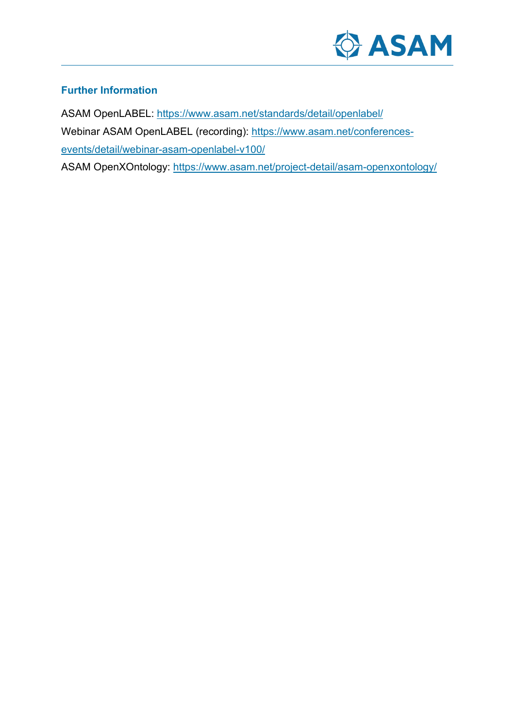### Further Information

ASAM OpenLABEL: https://www.asam.net/standards/detail/openlabel/

Webinar ASAM OpenLABEL (recording): https://www.asam.net/conferences-events/detail/webinar-asam-openlabel-v100/

ASAM OpenXOntology: https://www.asam.net/project-detail/asam-openxontology/